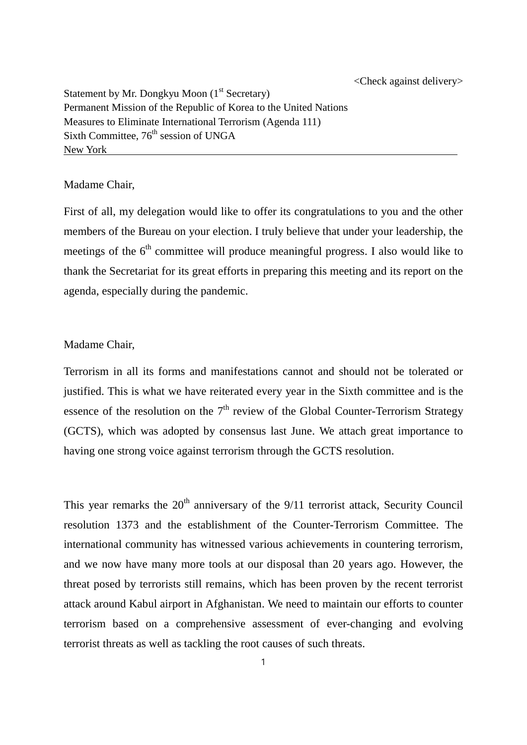<Check against delivery>

Statement by Mr. Dongkyu Moon (1st Secretary)
Permanent Mission of the Republic of Korea to the United Nations
Measures to Eliminate International Terrorism (Agenda 111)
Sixth Committee, 76th session of UNGA
New York

Madame Chair,

First of all, my delegation would like to offer its congratulations to you and the other members of the Bureau on your election. I truly believe that under your leadership, the meetings of the 6th committee will produce meaningful progress. I also would like to thank the Secretariat for its great efforts in preparing this meeting and its report on the agenda, especially during the pandemic.

Madame Chair,

Terrorism in all its forms and manifestations cannot and should not be tolerated or justified. This is what we have reiterated every year in the Sixth committee and is the essence of the resolution on the 7th review of the Global Counter-Terrorism Strategy (GCTS), which was adopted by consensus last June. We attach great importance to having one strong voice against terrorism through the GCTS resolution.

This year remarks the 20th anniversary of the 9/11 terrorist attack, Security Council resolution 1373 and the establishment of the Counter-Terrorism Committee. The international community has witnessed various achievements in countering terrorism, and we now have many more tools at our disposal than 20 years ago. However, the threat posed by terrorists still remains, which has been proven by the recent terrorist attack around Kabul airport in Afghanistan. We need to maintain our efforts to counter terrorism based on a comprehensive assessment of ever-changing and evolving terrorist threats as well as tackling the root causes of such threats.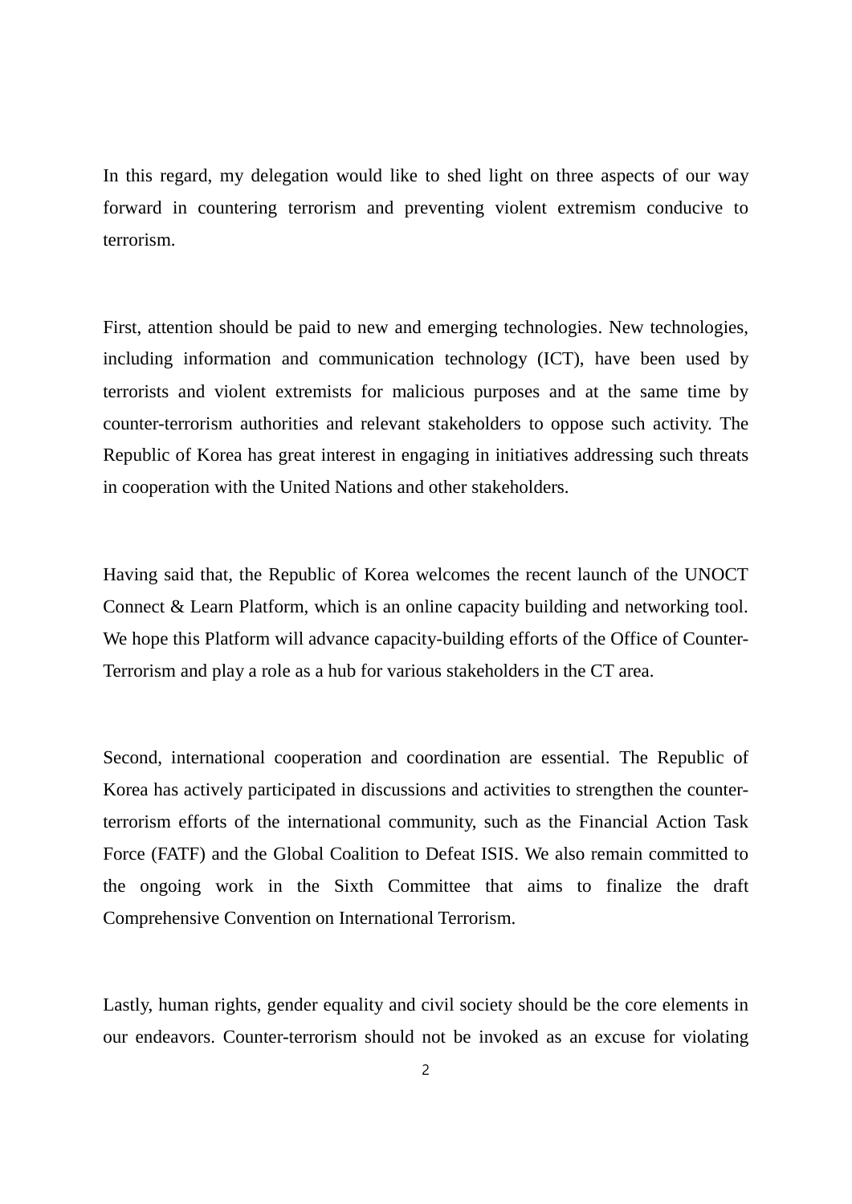In this regard, my delegation would like to shed light on three aspects of our way forward in countering terrorism and preventing violent extremism conducive to terrorism.

First, attention should be paid to new and emerging technologies. New technologies, including information and communication technology (ICT), have been used by terrorists and violent extremists for malicious purposes and at the same time by counter-terrorism authorities and relevant stakeholders to oppose such activity. The Republic of Korea has great interest in engaging in initiatives addressing such threats in cooperation with the United Nations and other stakeholders.

Having said that, the Republic of Korea welcomes the recent launch of the UNOCT Connect & Learn Platform, which is an online capacity building and networking tool. We hope this Platform will advance capacity-building efforts of the Office of Counter-Terrorism and play a role as a hub for various stakeholders in the CT area.

Second, international cooperation and coordination are essential. The Republic of Korea has actively participated in discussions and activities to strengthen the counter-terrorism efforts of the international community, such as the Financial Action Task Force (FATF) and the Global Coalition to Defeat ISIS. We also remain committed to the ongoing work in the Sixth Committee that aims to finalize the draft Comprehensive Convention on International Terrorism.

Lastly, human rights, gender equality and civil society should be the core elements in our endeavors. Counter-terrorism should not be invoked as an excuse for violating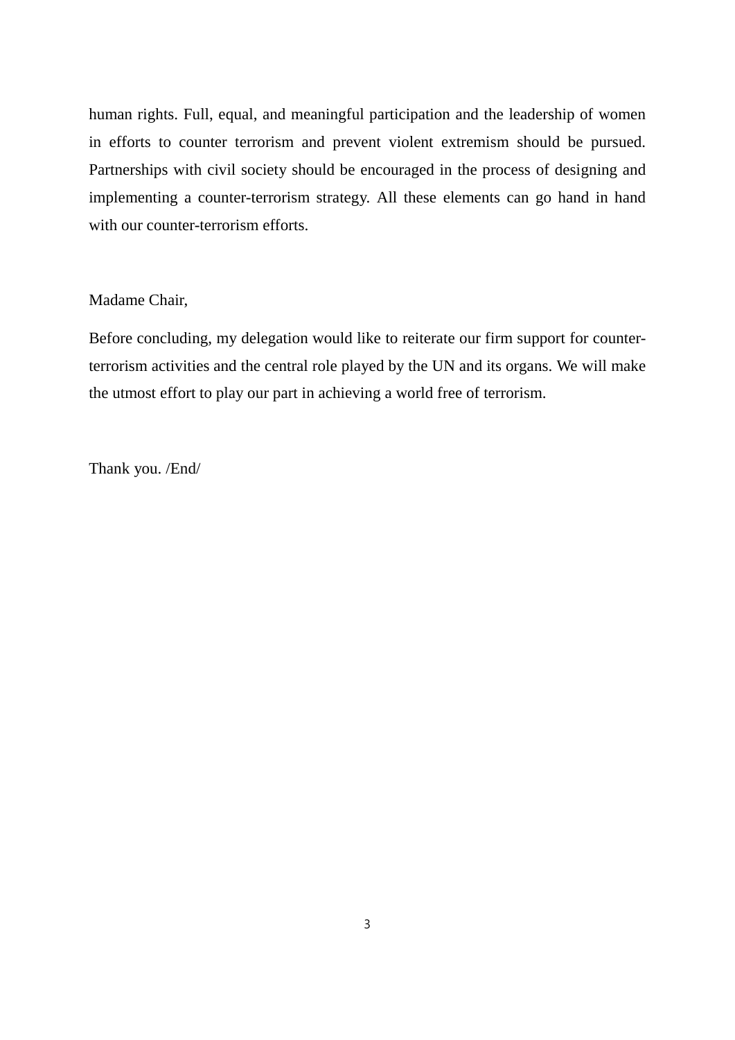human rights. Full, equal, and meaningful participation and the leadership of women in efforts to counter terrorism and prevent violent extremism should be pursued. Partnerships with civil society should be encouraged in the process of designing and implementing a counter-terrorism strategy. All these elements can go hand in hand with our counter-terrorism efforts.

Madame Chair,

Before concluding, my delegation would like to reiterate our firm support for counter-terrorism activities and the central role played by the UN and its organs. We will make the utmost effort to play our part in achieving a world free of terrorism.

Thank you. /End/